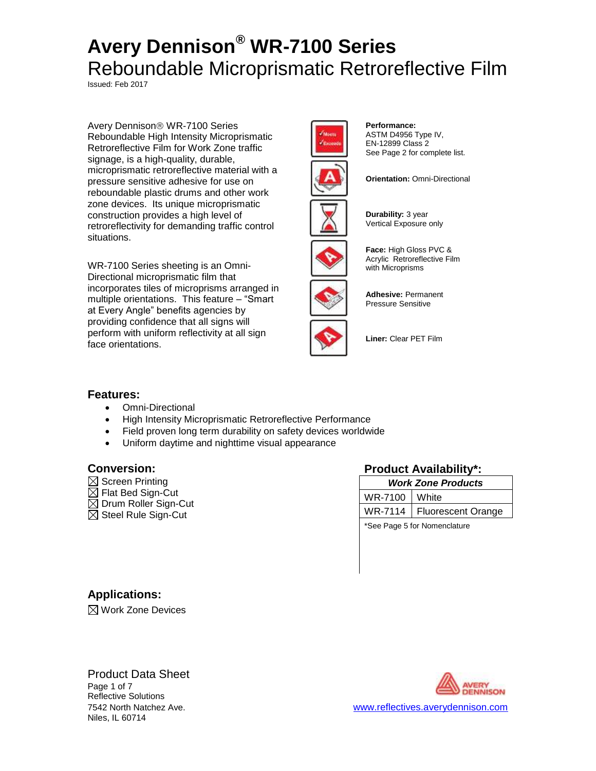# Avery Dennison® WR-7100 Series

## Rebound­able Microprismatic Retroreflective Film

Issued: Feb 2017

Avery Dennison® WR-7100 Series Reboundable High Intensity Microprismatic Retroreflective Film for Work Zone traffic signage, is a high-quality, durable, microprismatic retroreflective material with a pressure sensitive adhesive for use on reboundable plastic drums and other work zone devices. Its unique microprismatic construction provides a high level of retroreflectivity for demanding traffic control situations.

WR-7100 Series sheeting is an Omni-Directional microprismatic film that incorporates tiles of microprisms arranged in multiple orientations. This feature – "Smart at Every Angle" benefits agencies by providing confidence that all signs will perform with uniform reflectivity at all sign face orientations.

**Performance:** ASTM D4956 Type IV, EN-12899 Class 2
See Page 2 for complete list.

**Orientation:** Omni-Directional

**Durability:** 3 year
Vertical Exposure only

**Face:** High Gloss PVC & Acrylic Retroreflective Film with Microprisms

**Adhesive:** Permanent Pressure Sensitive

**Liner:** Clear PET Film

## Features:

- Omni-Directional
- High Intensity Microprismatic Retroreflective Performance
- Field proven long term durability on safety devices worldwide
- Uniform daytime and nighttime visual appearance

## Conversion:

☒ Screen Printing
☒ Flat Bed Sign-Cut
☒ Drum Roller Sign-Cut
☒ Steel Rule Sign-Cut

## Product Availability*:

| *Work Zone Products* | |
|---|---|
| WR-7100 | White |
| WR-7114 | Fluorescent Orange |

*See Page 5 for Nomenclature

## Applications:

☒ Work Zone Devices

Product Data Sheet
Reflective Solutions
7542 North Natchez Ave.
Niles, IL 60714

www.reflectives.averydennison.com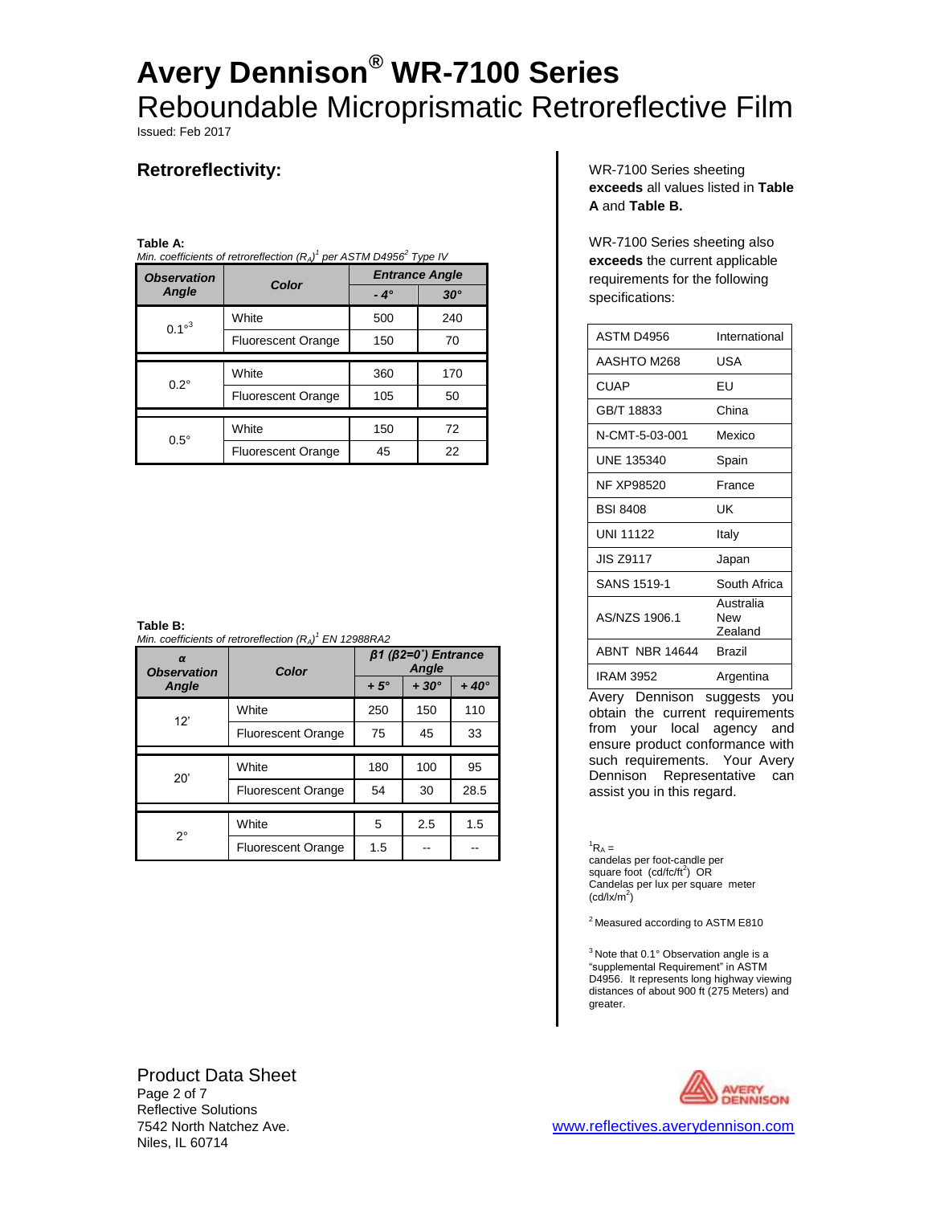# Avery Dennison® WR-7100 Series

## Reboundable Microprismatic Retroreflective Film

Issued: Feb 2017

## Retroreflectivity:

**Table A:**
*Min. coefficients of retroreflection ($R_A$)[1] per ASTM D4956[2] Type IV*

| Observation Angle | Color | Entrance Angle | |
|---|---|---|---|
| | | - 4° | 30° |
| 0.1°[3] | White | 500 | 240 |
| | Fluorescent Orange | 150 | 70 |
| 0.2° | White | 360 | 170 |
| | Fluorescent Orange | 105 | 50 |
| 0.5° | White | 150 | 72 |
| | Fluorescent Orange | 45 | 22 |

**Table B:**
*Min. coefficients of retroreflection ($R_A$)[1] EN 12988RA2*

| α Observation Angle | Color | β1 (β2=0˚) Entrance Angle | | |
|---|---|---|---|---|
| | | + 5° | + 30° | + 40° |
| 12' | White | 250 | 150 | 110 |
| | Fluorescent Orange | 75 | 45 | 33 |
| 20' | White | 180 | 100 | 95 |
| | Fluorescent Orange | 54 | 30 | 28.5 |
| 2° | White | 5 | 2.5 | 1.5 |
| | Fluorescent Orange | 1.5 | -- | -- |

WR-7100 Series sheeting **exceeds** all values listed in **Table A** and **Table B.**

WR-7100 Series sheeting also **exceeds** the current applicable requirements for the following specifications:

| | |
|---|---|
| ASTM D4956 | International |
| AASHTO M268 | USA |
| CUAP | EU |
| GB/T 18833 | China |
| N-CMT-5-03-001 | Mexico |
| UNE 135340 | Spain |
| NF XP98520 | France |
| BSI 8408 | UK |
| UNI 11122 | Italy |
| JIS Z9117 | Japan |
| SANS 1519-1 | South Africa |
| AS/NZS 1906.1 | Australia New Zealand |
| ABNT NBR 14644 | Brazil |
| IRAM 3952 | Argentina |

Avery Dennison suggests you obtain the current requirements from your local agency and ensure product conformance with such requirements. Your Avery Dennison Representative can assist you in this regard.

[1] $R_A$ = candelas per foot-candle per square foot (cd/fc/ft$^2$) OR Candelas per lux per square meter (cd/lx/m$^2$)

[2] Measured according to ASTM E810

[3] Note that 0.1° Observation angle is a "supplemental Requirement" in ASTM D4956. It represents long highway viewing distances of about 900 ft (275 Meters) and greater.

Product Data Sheet
Reflective Solutions
7542 North Natchez Ave.
Niles, IL 60714

www.reflectives.averydennison.com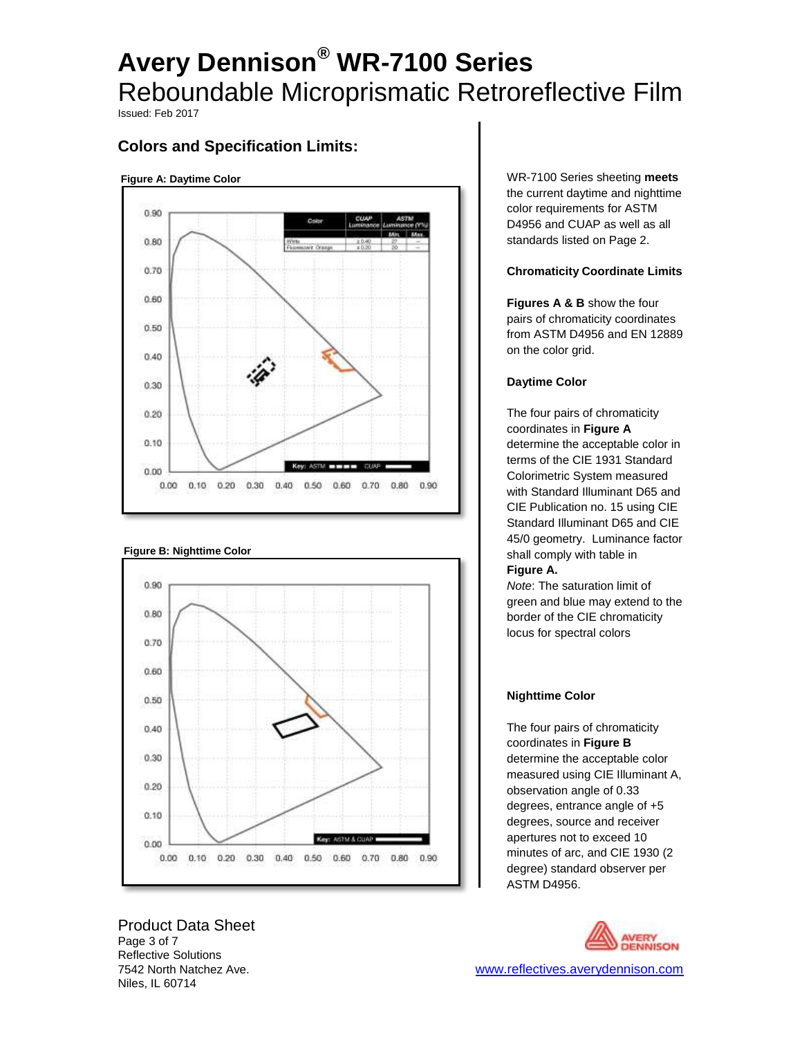# Avery Dennison® WR-7100 Series

## Reboundable Microprismatic Retroreflective Film

Issued: Feb 2017

### Colors and Specification Limits:

**Figure A: Daytime Color**

| Color | CUAP Luminance | ASTM Luminance (Y%) Min. | ASTM Luminance (Y%) Max. |
|---|---|---|---|
| White | ≥ 0.40 | 27 | — |
| Fluorescent Orange | ≥ 0.20 | 20 | — |

Key: ASTM ▬ ▬ ▬ CUAP ▬▬▬

**Figure B: Nighttime Color**

Key: ASTM & CUAP ▬▬▬

WR-7100 Series sheeting **meets** the current daytime and nighttime color requirements for ASTM D4956 and CUAP as well as all standards listed on Page 2.

**Chromaticity Coordinate Limits**

**Figures A & B** show the four pairs of chromaticity coordinates from ASTM D4956 and EN 12889 on the color grid.

**Daytime Color**

The four pairs of chromaticity coordinates in **Figure A** determine the acceptable color in terms of the CIE 1931 Standard Colorimetric System measured with Standard Illuminant D65 and CIE Publication no. 15 using CIE Standard Illuminant D65 and CIE 45/0 geometry. Luminance factor shall comply with table in **Figure A.**

*Note*: The saturation limit of green and blue may extend to the border of the CIE chromaticity locus for spectral colors

**Nighttime Color**

The four pairs of chromaticity coordinates in **Figure B** determine the acceptable color measured using CIE Illuminant A, observation angle of 0.33 degrees, entrance angle of +5 degrees, source and receiver apertures not to exceed 10 minutes of arc, and CIE 1930 (2 degree) standard observer per ASTM D4956.

Product Data Sheet

Reflective Solutions
7542 North Natchez Ave.
Niles, IL 60714

www.reflectives.averydennison.com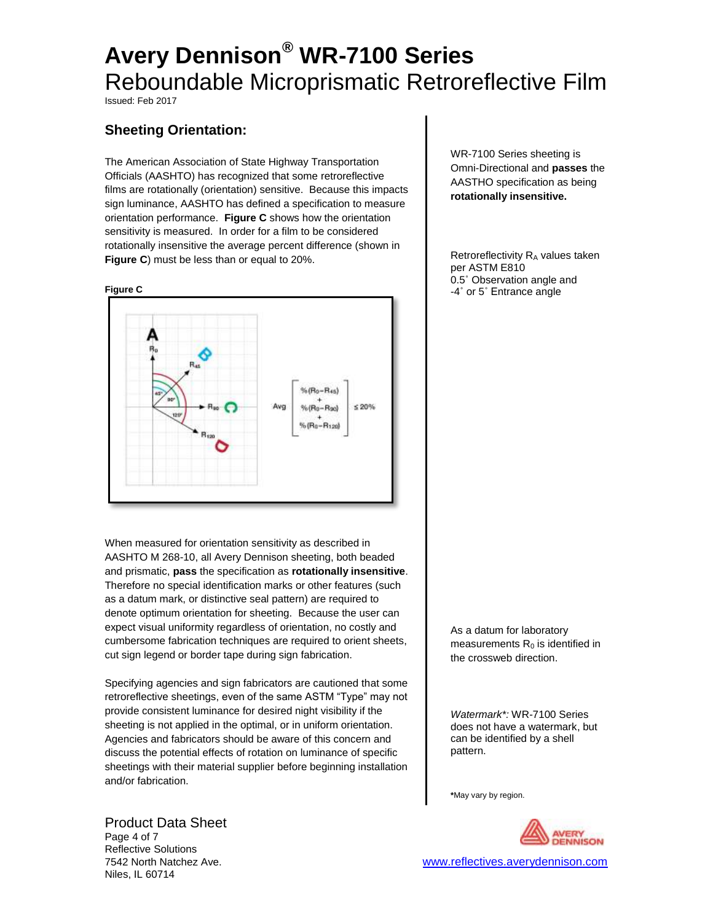# Avery Dennison® WR-7100 Series

Reboundable Microprismatic Retroreflective Film

Issued: Feb 2017

## Sheeting Orientation:

The American Association of State Highway Transportation Officials (AASHTO) has recognized that some retroreflective films are rotationally (orientation) sensitive. Because this impacts sign luminance, AASHTO has defined a specification to measure orientation performance. **Figure C** shows how the orientation sensitivity is measured. In order for a film to be considered rotationally insensitive the average percent difference (shown in **Figure C**) must be less than or equal to 20%.

WR-7100 Series sheeting is Omni-Directional and **passes** the AASTHO specification as being **rotationally insensitive.**

Retroreflectivity $R_A$ values taken per ASTM E810 0.5˚ Observation angle and -4˚ or 5˚ Entrance angle

**Figure C**

$$\text{Avg}\begin{bmatrix} \%(R_0 - R_{45}) \\ + \\ \%(R_0 - R_{90}) \\ + \\ \%(R_0 - R_{120}) \end{bmatrix} \leq 20\%$$

When measured for orientation sensitivity as described in AASHTO M 268-10, all Avery Dennison sheeting, both beaded and prismatic, **pass** the specification as **rotationally insensitive**. Therefore no special identification marks or other features (such as a datum mark, or distinctive seal pattern) are required to denote optimum orientation for sheeting. Because the user can expect visual uniformity regardless of orientation, no costly and cumbersome fabrication techniques are required to orient sheets, cut sign legend or border tape during sign fabrication.

As a datum for laboratory measurements $R_0$ is identified in the crossweb direction.

Specifying agencies and sign fabricators are cautioned that some retroreflective sheetings, even of the same ASTM "Type" may not provide consistent luminance for desired night visibility if the sheeting is not applied in the optimal, or in uniform orientation. Agencies and fabricators should be aware of this concern and discuss the potential effects of rotation on luminance of specific sheetings with their material supplier before beginning installation and/or fabrication.

*Watermark*:* WR-7100 Series does not have a watermark, but can be identified by a shell pattern.

***May vary by region.**

Product Data Sheet

Reflective Solutions
7542 North Natchez Ave.
Niles, IL 60714

www.reflectives.averydennison.com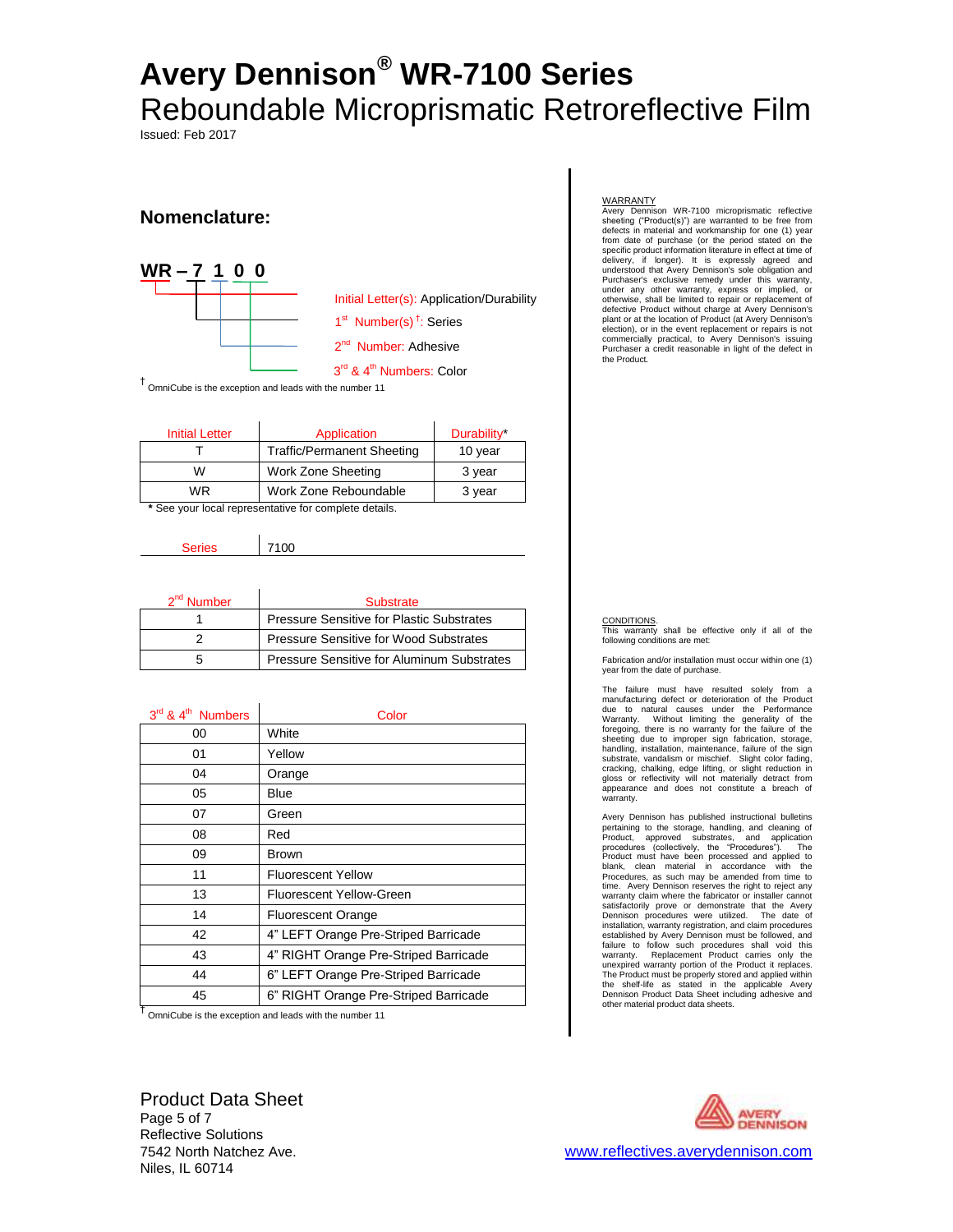# Avery Dennison® WR-7100 Series

## Reboundable Microprismatic Retroreflective Film

Issued: Feb 2017

### Nomenclature:

**WR – 7 1 0 0**

- Initial Letter(s): Application/Durability
- 1st Number(s)†: Series
- 2nd Number: Adhesive
- 3rd & 4th Numbers: Color

† OmniCube is the exception and leads with the number 11

| Initial Letter | Application | Durability* |
|---|---|---|
| T | Traffic/Permanent Sheeting | 10 year |
| W | Work Zone Sheeting | 3 year |
| WR | Work Zone Reboundable | 3 year |

**\*** See your local representative for complete details.

| Series | 7100 |
|---|---|

| 2nd Number | Substrate |
|---|---|
| 1 | Pressure Sensitive for Plastic Substrates |
| 2 | Pressure Sensitive for Wood Substrates |
| 5 | Pressure Sensitive for Aluminum Substrates |

| 3rd & 4th Numbers | Color |
|---|---|
| 00 | White |
| 01 | Yellow |
| 04 | Orange |
| 05 | Blue |
| 07 | Green |
| 08 | Red |
| 09 | Brown |
| 11 | Fluorescent Yellow |
| 13 | Fluorescent Yellow-Green |
| 14 | Fluorescent Orange |
| 42 | 4" LEFT Orange Pre-Striped Barricade |
| 43 | 4" RIGHT Orange Pre-Striped Barricade |
| 44 | 6" LEFT Orange Pre-Striped Barricade |
| 45 | 6" RIGHT Orange Pre-Striped Barricade |

† OmniCube is the exception and leads with the number 11

WARRANTY

Avery Dennison WR-7100 microprismatic reflective sheeting ("Product(s)") are warranted to be free from defects in material and workmanship for one (1) year from date of purchase (or the period stated on the specific product information literature in effect at time of delivery, if longer). It is expressly agreed and understood that Avery Dennison's sole obligation and Purchaser's exclusive remedy under this warranty, under any other warranty, express or implied, or otherwise, shall be limited to repair or replacement of defective Product without charge at Avery Dennison's plant or at the location of Product (at Avery Dennison's election), or in the event replacement or repairs is not commercially practical, to Avery Dennison's issuing Purchaser a credit reasonable in light of the defect in the Product.

CONDITIONS.

This warranty shall be effective only if all of the following conditions are met:

Fabrication and/or installation must occur within one (1) year from the date of purchase.

The failure must have resulted solely from a manufacturing defect or deterioration of the Product due to natural causes under the Performance Warranty. Without limiting the generality of the foregoing, there is no warranty for the failure of the sheeting due to improper sign fabrication, storage, handling, installation, maintenance, failure of the sign substrate, vandalism or mischief. Slight color fading, cracking, chalking, edge lifting, or slight reduction in gloss or reflectivity will not materially detract from appearance and does not constitute a breach of warranty.

Avery Dennison has published instructional bulletins pertaining to the storage, handling, and cleaning of Product, approved substrates, and application procedures (collectively, the "Procedures"). The Product must have been processed and applied to blank, clean material in accordance with the Procedures, as such may be amended from time to time. Avery Dennison reserves the right to reject any warranty claim where the fabricator or installer cannot satisfactorily prove or demonstrate that the Avery Dennison procedures were utilized. The date of installation, warranty registration, and claim procedures established by Avery Dennison must be followed, and failure to follow such procedures shall void this warranty. Replacement Product carries only the unexpired warranty portion of the Product it replaces. The Product must be properly stored and applied within the shelf-life as stated in the applicable Avery Dennison Product Data Sheet including adhesive and other material product data sheets.

Product Data Sheet

Reflective Solutions
7542 North Natchez Ave.
Niles, IL 60714

www.reflectives.averydennison.com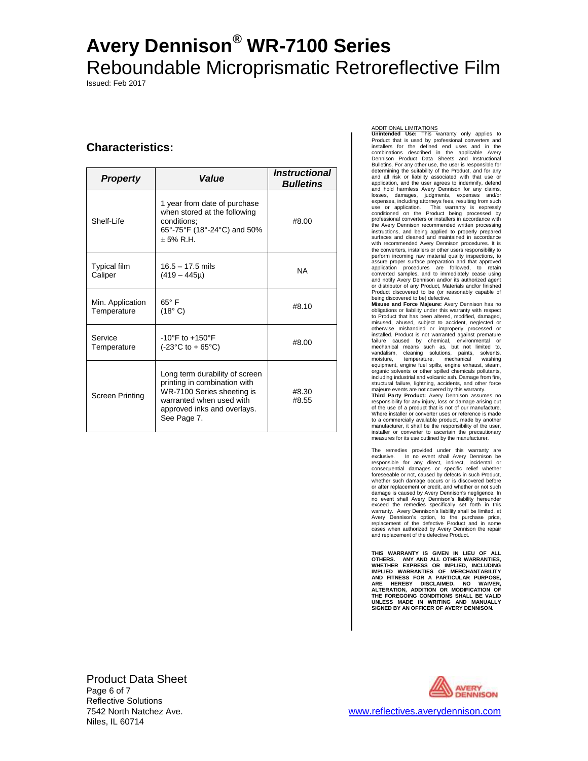# Avery Dennison® WR-7100 Series

Reboundable Microprismatic Retroreflective Film

Issued: Feb 2017

## Characteristics:

| *Property* | *Value* | *Instructional Bulletins* |
|---|---|---|
| Shelf-Life | 1 year from date of purchase when stored at the following conditions; 65°-75°F (18°-24°C) and 50% ± 5% R.H. | #8.00 |
| Typical film Caliper | 16.5 – 17.5 mils (419 – 445µ) | NA |
| Min. Application Temperature | 65° F (18° C) | #8.10 |
| Service Temperature | -10°F to +150°F (-23°C to + 65°C) | #8.00 |
| Screen Printing | Long term durability of screen printing in combination with WR-7100 Series sheeting is warranted when used with approved inks and overlays. See Page 7. | #8.30 #8.55 |

ADDITIONAL LIMITATIONS

**Unintended Use:** This warranty only applies to Product that is used by professional converters and installers for the defined end uses and in the combinations described in the applicable Avery Dennison Product Data Sheets and Instructional Bulletins. For any other use, the user is responsible for determining the suitability of the Product, and for any and all risk or liability associated with that use or application, and the user agrees to indemnify, defend and hold harmless Avery Dennison for any claims, losses, damages, judgments, expenses and/or expenses, including attorneys fees, resulting from such use or application. This warranty is expressly conditioned on the Product being processed by professional converters or installers in accordance with the Avery Dennison recommended written processing instructions, and being applied to properly prepared surfaces and cleaned and maintained in accordance with recommended Avery Dennison procedures. It is the converters, installers or other users responsibility to perform incoming raw material quality inspections, to assure proper surface preparation and that approved application procedures are followed, to retain converted samples, and to immediately cease using and notify Avery Dennison and/or its authorized agent or distributor of any Product, Materials and/or finished Product discovered to be (or reasonably capable of being discovered to be) defective.

**Misuse and Force Majeure:** Avery Dennison has no obligations or liability under this warranty with respect to Product that has been altered, modified, damaged, misused, abused, subject to accident, neglected or otherwise mishandled or improperly processed or installed. Product is not warranted against premature failure caused by chemical, environmental or mechanical means such as, but not limited to, vandalism, cleaning solutions, paints, solvents, moisture, temperature, mechanical washing equipment, engine fuel spills, engine exhaust, steam, organic solvents or other spilled chemicals pollutants, including industrial and volcanic ash. Damage from fire, structural failure, lightning, accidents, and other force majeure events are not covered by this warranty.

**Third Party Product:** Avery Dennison assumes no responsibility for any injury, loss or damage arising out of the use of a product that is not of our manufacture. Where installer or converter uses or reference is made to a commercially available product, made by another manufacturer, it shall be the responsibility of the user, installer or converter to ascertain the precautionary measures for its use outlined by the manufacturer.

The remedies provided under this warranty are exclusive. In no event shall Avery Dennison be responsible for any direct, indirect, incidental or consequential damages or specific relief whether foreseeable or not, caused by defects in such Product, whether such damage occurs or is discovered before or after replacement or credit, and whether or not such damage is caused by Avery Dennison's negligence. In no event shall Avery Dennison's liability hereunder exceed the remedies specifically set forth in this warranty. Avery Dennison's liability shall be limited, at Avery Dennison's option, to the purchase price, replacement of the defective Product and in some cases when authorized by Avery Dennison the repair and replacement of the defective Product.

**THIS WARRANTY IS GIVEN IN LIEU OF ALL OTHERS. ANY AND ALL OTHER WARRANTIES, WHETHER EXPRESS OR IMPLIED, INCLUDING IMPLIED WARRANTIES OF MERCHANTABILITY AND FITNESS FOR A PARTICULAR PURPOSE, ARE HEREBY DISCLAIMED. NO WAIVER, ALTERATION, ADDITION OR MODIFICATION OF THE FOREGOING CONDITIONS SHALL BE VALID UNLESS MADE IN WRITING AND MANUALLY SIGNED BY AN OFFICER OF AVERY DENNISON.**

Product Data Sheet

Reflective Solutions
7542 North Natchez Ave.
Niles, IL 60714

www.reflectives.averydennison.com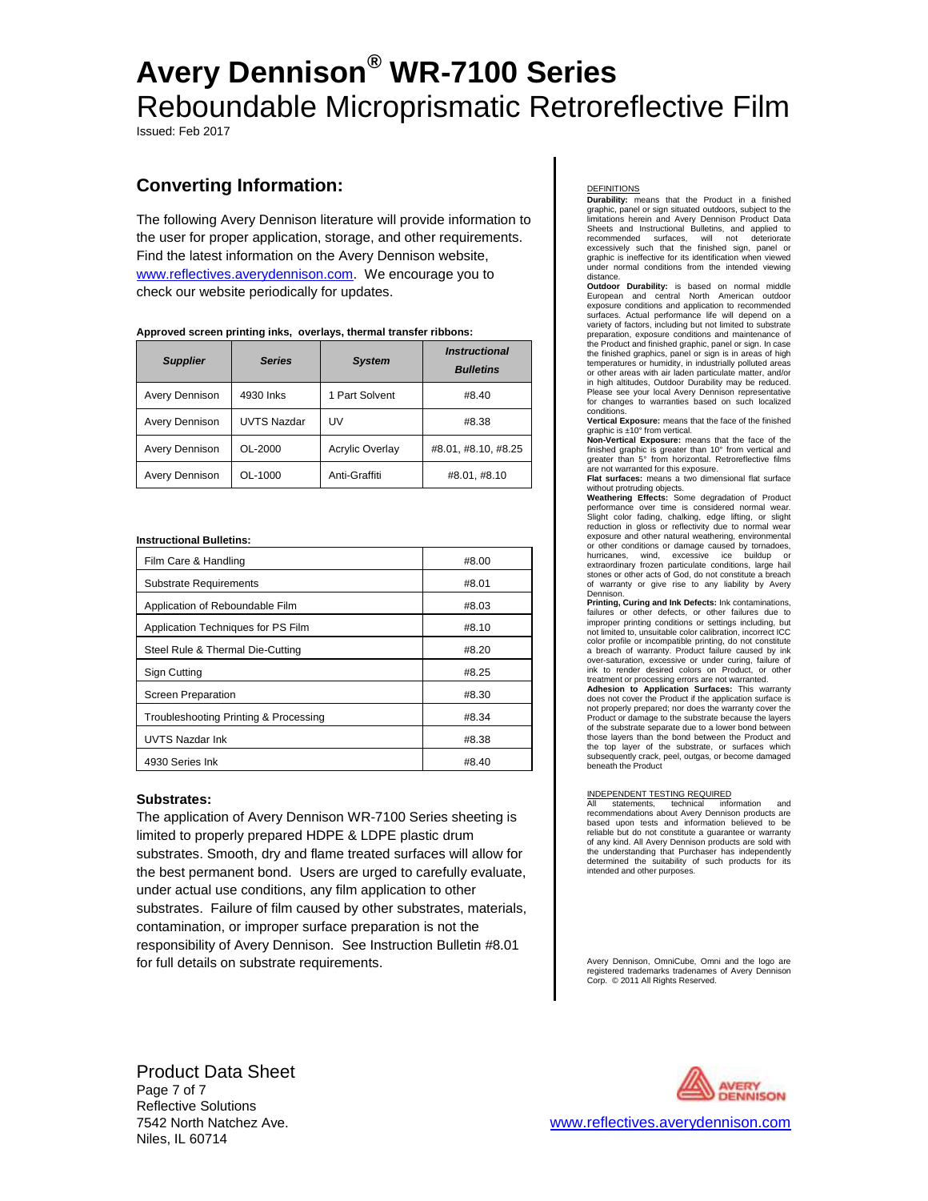# Avery Dennison® WR-7100 Series

Reboundable Microprismatic Retroreflective Film

Issued: Feb 2017

## Converting Information:

The following Avery Dennison literature will provide information to the user for proper application, storage, and other requirements. Find the latest information on the Avery Dennison website, www.reflectives.averydennison.com. We encourage you to check our website periodically for updates.

**Approved screen printing inks, overlays, thermal transfer ribbons:**

| ***Supplier*** | ***Series*** | ***System*** | ***Instructional Bulletins*** |
|---|---|---|---|
| Avery Dennison | 4930 Inks | 1 Part Solvent | #8.40 |
| Avery Dennison | UVTS Nazdar | UV | #8.38 |
| Avery Dennison | OL-2000 | Acrylic Overlay | #8.01, #8.10, #8.25 |
| Avery Dennison | OL-1000 | Anti-Graffiti | #8.01, #8.10 |

**Instructional Bulletins:**

| | |
|---|---|
| Film Care & Handling | #8.00 |
| Substrate Requirements | #8.01 |
| Application of Reboundable Film | #8.03 |
| Application Techniques for PS Film | #8.10 |
| Steel Rule & Thermal Die-Cutting | #8.20 |
| Sign Cutting | #8.25 |
| Screen Preparation | #8.30 |
| Troubleshooting Printing & Processing | #8.34 |
| UVTS Nazdar Ink | #8.38 |
| 4930 Series Ink | #8.40 |

### Substrates:

The application of Avery Dennison WR-7100 Series sheeting is limited to properly prepared HDPE & LDPE plastic drum substrates. Smooth, dry and flame treated surfaces will allow for the best permanent bond. Users are urged to carefully evaluate, under actual use conditions, any film application to other substrates. Failure of film caused by other substrates, materials, contamination, or improper surface preparation is not the responsibility of Avery Dennison. See Instruction Bulletin #8.01 for full details on substrate requirements.

DEFINITIONS

**Durability:** means that the Product in a finished graphic, panel or sign situated outdoors, subject to the limitations herein and Avery Dennison Product Data Sheets and Instructional Bulletins, and applied to recommended surfaces, will not deteriorate excessively such that the finished sign, panel or graphic is ineffective for its identification when viewed under normal conditions from the intended viewing distance.

**Outdoor Durability:** is based on normal middle European and central North American outdoor exposure conditions and application to recommended surfaces. Actual performance life will depend on a variety of factors, including but not limited to substrate preparation, exposure conditions and maintenance of the Product and finished graphic, panel or sign. In case the finished graphics, panel or sign is in areas of high temperatures or humidity, in industrially polluted areas or other areas with air laden particulate matter, and/or in high altitudes, Outdoor Durability may be reduced. Please see your local Avery Dennison representative for changes to warranties based on such localized conditions.

**Vertical Exposure:** means that the face of the finished graphic is ±10° from vertical.

**Non-Vertical Exposure:** means that the face of the finished graphic is greater than 10° from vertical and greater than 5° from horizontal. Retroreflective films are not warranted for this exposure.

**Flat surfaces:** means a two dimensional flat surface without protruding objects.

**Weathering Effects:** Some degradation of Product performance over time is considered normal wear. Slight color fading, chalking, edge lifting, or slight reduction in gloss or reflectivity due to normal wear exposure and other natural weathering, environmental or other conditions or damage caused by tornadoes, hurricanes, wind, excessive ice buildup or extraordinary frozen particulate conditions, large hail stones or other acts of God, do not constitute a breach of warranty or give rise to any liability by Avery Dennison.

**Printing, Curing and Ink Defects:** Ink contaminations, failures or other defects, or other failures due to improper printing conditions or settings including, but not limited to, unsuitable color calibration, incorrect ICC color profile or incompatible printing, do not constitute a breach of warranty. Product failure caused by ink over-saturation, excessive or under curing, failure of ink to render desired colors on Product, or other treatment or processing errors are not warranted.

**Adhesion to Application Surfaces:** This warranty does not cover the Product if the application surface is not properly prepared; nor does the warranty cover the Product or damage to the substrate because the layers of the substrate separate due to a lower bond between those layers than the bond between the Product and the top layer of the substrate, or surfaces which subsequently crack, peel, outgas, or become damaged beneath the Product

INDEPENDENT TESTING REQUIRED

All statements, technical information and recommendations about Avery Dennison products are based upon tests and information believed to be reliable but do not constitute a guarantee or warranty of any kind. All Avery Dennison products are sold with the understanding that Purchaser has independently determined the suitability of such products for its intended and other purposes.

Avery Dennison, OmniCube, Omni and the logo are registered trademarks tradenames of Avery Dennison Corp. © 2011 All Rights Reserved.

Product Data Sheet

Reflective Solutions
7542 North Natchez Ave.
Niles, IL 60714

www.reflectives.averydennison.com